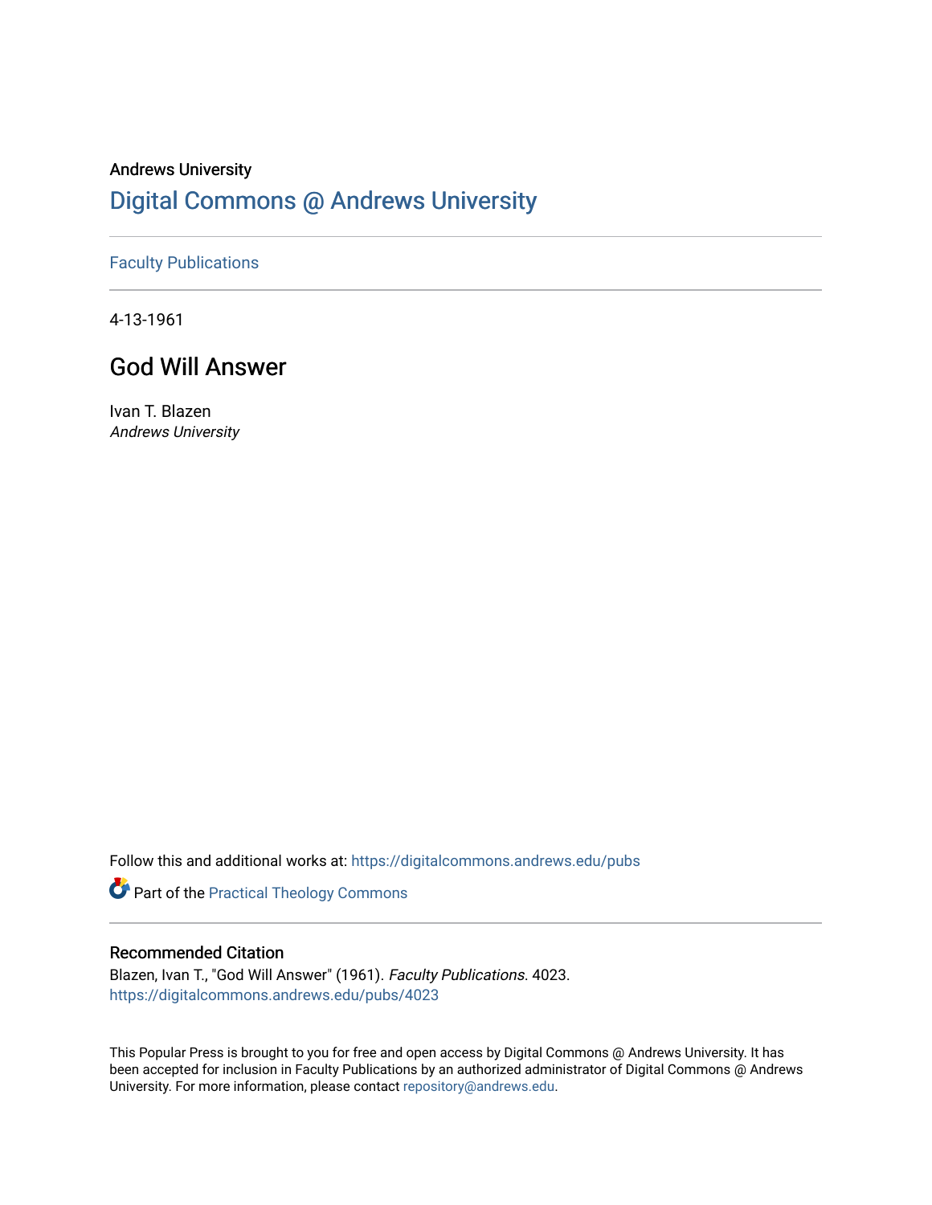Andrews University

# Digital Commons @ Andrews University

Faculty Publications

4-13-1961

## God Will Answer

Ivan T. Blazen

*Andrews University*

Follow this and additional works at: https://digitalcommons.andrews.edu/pubs

Part of the Practical Theology Commons

### Recommended Citation

Blazen, Ivan T., "God Will Answer" (1961). *Faculty Publications*. 4023.
https://digitalcommons.andrews.edu/pubs/4023

This Popular Press is brought to you for free and open access by Digital Commons @ Andrews University. It has been accepted for inclusion in Faculty Publications by an authorized administrator of Digital Commons @ Andrews University. For more information, please contact repository@andrews.edu.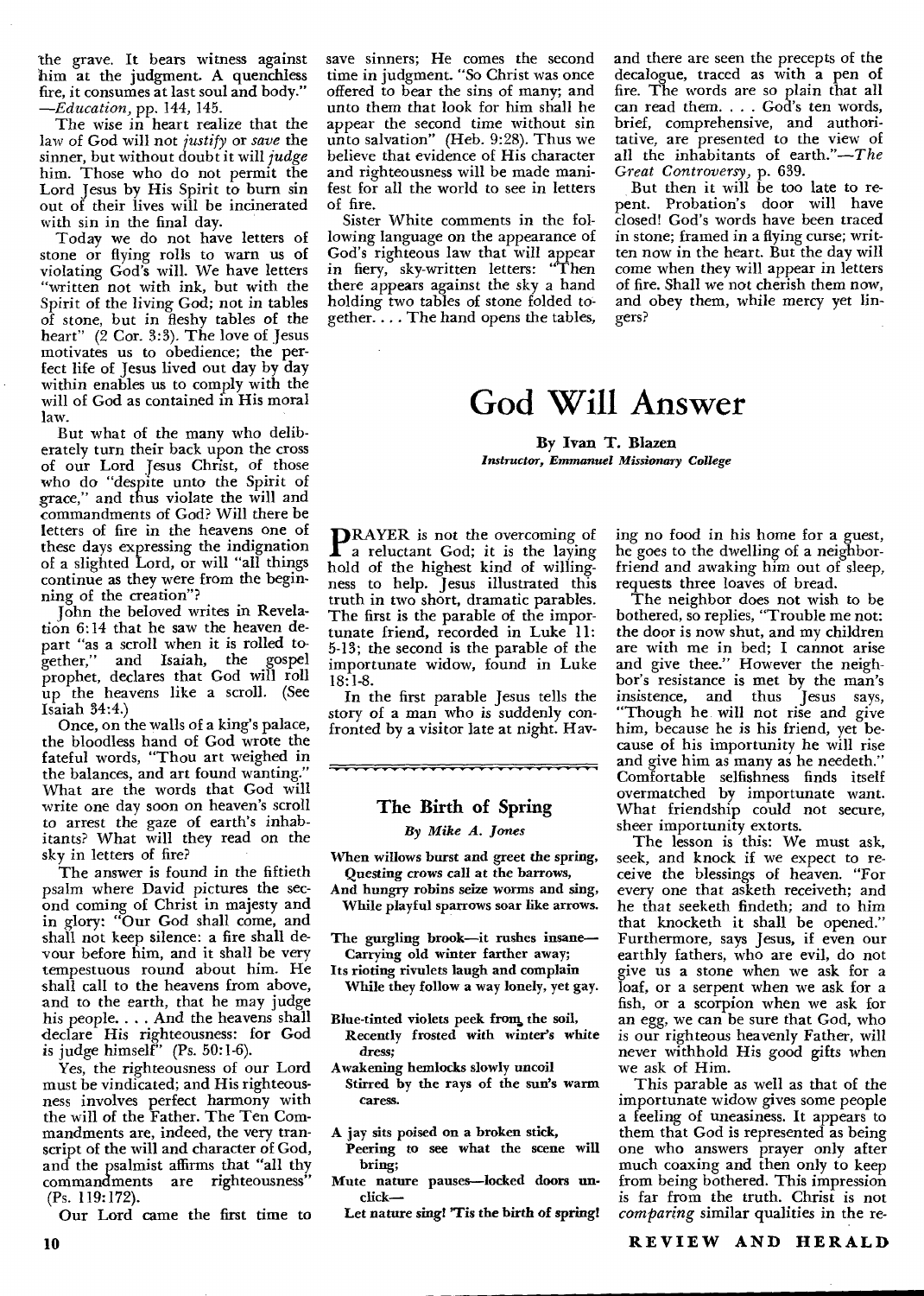the grave. It bears witness against him at the judgment. A quenchless fire, it consumes at last soul and body." —*Education*, pp. 144, 145.

The wise in heart realize that the law of God will not *justify* or *save* the sinner, but without doubt it will *judge* him. Those who do not permit the Lord Jesus by His Spirit to burn sin out of their lives will be incinerated with sin in the final day.

Today we do not have letters of stone or flying rolls to warn us of violating God's will. We have letters "written not with ink, but with the Spirit of the living God; not in tables of stone, but in fleshy tables of the heart" (2 Cor. 3:3). The love of Jesus motivates us to obedience; the perfect life of Jesus lived out day by day within enables us to comply with the will of God as contained in His moral law.

But what of the many who deliberately turn their back upon the cross of our Lord Jesus Christ, of those who do "despite unto the Spirit of grace," and thus violate the will and commandments of God? Will there be letters of fire in the heavens one of these days expressing the indignation of a slighted Lord, or will "all things continue as they were from the beginning of the creation"?

John the beloved writes in Revelation 6:14 that he saw the heaven depart "as a scroll when it is rolled together," and Isaiah, the gospel prophet, declares that God will roll up the heavens like a scroll. (See Isaiah 34:4.)

Once, on the walls of a king's palace, the bloodless hand of God wrote the fateful words, "Thou art weighed in the balances, and art found wanting." What are the words that God will write one day soon on heaven's scroll to arrest the gaze of earth's inhabitants? What will they read on the sky in letters of fire?

The answer is found in the fiftieth psalm where David pictures the second coming of Christ in majesty and in glory: "Our God shall come, and shall not keep silence: a fire shall devour before him, and it shall be very tempestuous round about him. He shall call to the heavens from above, and to the earth, that he may judge his people. . . . And the heavens shall declare His righteousness: for God is judge himself" (Ps. 50:1-6).

Yes, the righteousness of our Lord must be vindicated; and His righteousness involves perfect harmony with the will of the Father. The Ten Commandments are, indeed, the very transcript of the will and character of God, and the psalmist affirms that "all thy commandments are righteousness" (Ps. 119:172).

Our Lord came the first time to save sinners; He comes the second time in judgment. "So Christ was once offered to bear the sins of many; and unto them that look for him shall he appear the second time without sin unto salvation" (Heb. 9:28). Thus we believe that evidence of His character and righteousness will be made manifest for all the world to see in letters of fire.

Sister White comments in the following language on the appearance of God's righteous law that will appear in fiery, sky-written letters: "Then there appears against the sky a hand holding two tables of stone folded together. . . . The hand opens the tables, and there are seen the precepts of the decalogue, traced as with a pen of fire. The words are so plain that all can read them. . . . God's ten words, brief, comprehensive, and authoritative, are presented to the view of all the inhabitants of earth."—*The Great Controversy*, p. 639.

But then it will be too late to repent. Probation's door will have closed! God's words have been traced in stone; framed in a flying curse; written now in the heart. But the day will come when they will appear in letters of fire. Shall we not cherish them now, and obey them, while mercy yet lingers?

# God Will Answer

**By Ivan T. Blazen**
*Instructor, Emmanuel Missionary College*

PRAYER is not the overcoming of a reluctant God; it is the laying hold of the highest kind of willingness to help. Jesus illustrated this truth in two short, dramatic parables. The first is the parable of the importunate friend, recorded in Luke 11:5-13; the second is the parable of the importunate widow, found in Luke 18:1-8.

In the first parable Jesus tells the story of a man who is suddenly confronted by a visitor late at night. Having no food in his home for a guest, he goes to the dwelling of a neighbor-friend and awaking him out of sleep, requests three loaves of bread.

The neighbor does not wish to be bothered, so replies, "Trouble me not: the door is now shut, and my children are with me in bed; I cannot arise and give thee." However the neighbor's resistance is met by the man's insistence, and thus Jesus says, "Though he will not rise and give him, because he is his friend, yet because of his importunity he will rise and give him as many as he needeth." Comfortable selfishness finds itself overmatched by importunate want. What friendship could not secure, sheer importunity extorts.

The lesson is this: We must ask, seek, and knock if we expect to receive the blessings of heaven. "For every one that asketh receiveth; and he that seeketh findeth; and to him that knocketh it shall be opened." Furthermore, says Jesus, if even our earthly fathers, who are evil, do not give us a stone when we ask for a loaf, or a serpent when we ask for a fish, or a scorpion when we ask for an egg, we can be sure that God, who is our righteous heavenly Father, will never withhold His good gifts when we ask of Him.

This parable as well as that of the importunate widow gives some people a feeling of uneasiness. It appears to them that God is represented as being one who answers prayer only after much coaxing and then only to keep from being bothered. This impression is far from the truth. Christ is not *comparing* similar qualities in the re-

### The Birth of Spring

*By Mike A. Jones*

**When willows burst and greet the spring,**
**Questing crows call at the barrows,**
**And hungry robins seize worms and sing,**
**While playful sparrows soar like arrows.**

**The gurgling brook—it rushes insane—**
**Carrying old winter farther away;**
**Its rioting rivulets laugh and complain**
**While they follow a way lonely, yet gay.**

**Blue-tinted violets peek from the soil,**
**Recently frosted with winter's white dress;**
**Awakening hemlocks slowly uncoil**
**Stirred by the rays of the sun's warm caress.**

**A jay sits poised on a broken stick,**
**Peering to see what the scene will bring;**
**Mute nature pauses—locked doors unclick—**
**Let nature sing! 'Tis the birth of spring!**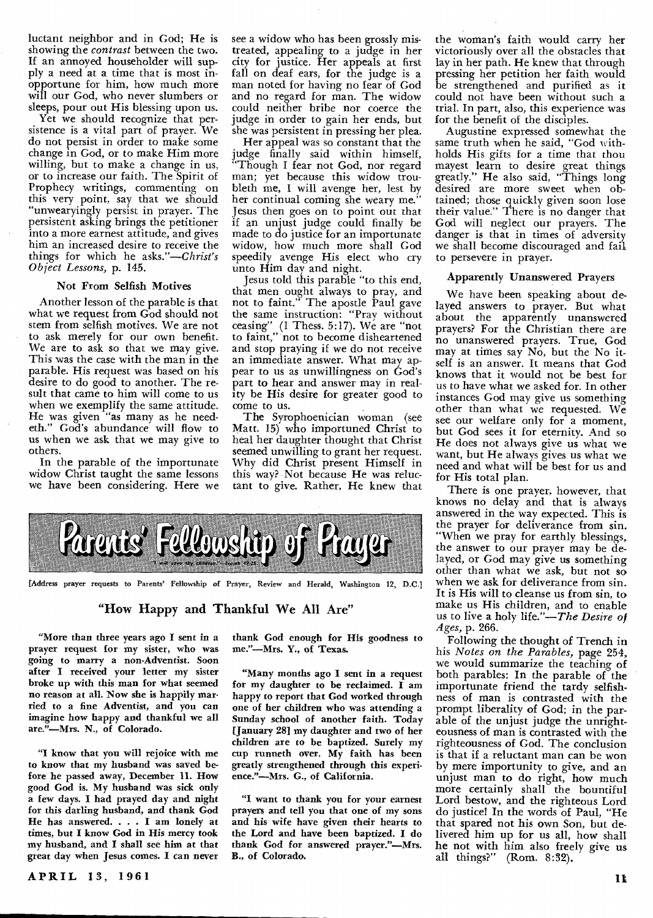luctant neighbor and in God; He is showing the *contrast* between the two. If an annoyed householder will supply a need at a time that is most inopportune for him, how much more will our God, who never slumbers or sleeps, pour out His blessing upon us.

Yet we should recognize that persistence is a vital part of prayer. We do not persist in order to make some change in God, or to make Him more willing, but to make a change in us, or to increase our faith. The Spirit of Prophecy writings, commenting on this very point, say that we should "unweariyingly persist in prayer. The persistent asking brings the petitioner into a more earnest attitude, and gives him an increased desire to receive the things for which he asks."—*Christ's Object Lessons,* p. 145.

### Not From Selfish Motives

Another lesson of the parable is that what we request from God should not stem from selfish motives. We are not to ask merely for our own benefit. We are to ask so that we may give. This was the case with the man in the parable. His request was based on his desire to do good to another. The result that came to him will come to us when we exemplify the same attitude. He was given "as many as he needeth." God's abundance will flow to us when we ask that we may give to others.

In the parable of the importunate widow Christ taught the same lessons we have been considering. Here we see a widow who has been grossly mistreated, appealing to a judge in her city for justice. Her appeals at first fall on deaf ears, for the judge is a man noted for having no fear of God and no regard for man. The widow could neither bribe nor coerce the judge in order to gain her ends, but she was persistent in pressing her plea.

Her appeal was so constant that the judge finally said within himself, "Though I fear not God, nor regard man; yet because this widow troubleth me, I will avenge her, lest by her continual coming she weary me." Jesus then goes on to point out that if an unjust judge could finally be made to do justice for an importunate widow, how much more shall God speedily avenge His elect who cry unto Him day and night.

Jesus told this parable "to this end, that men ought always to pray, and not to faint." The apostle Paul gave the same instruction: "Pray without ceasing" (1 Thess. 5:17). We are "not to faint," not to become disheartened and stop praying if we do not receive an immediate answer. What may appear to us as unwillingness on God's part to hear and answer may in reality be His desire for greater good to come to us.

The Syrophoenician woman (see Matt. 15) who importuned Christ to heal her daughter thought that Christ seemed unwilling to grant her request. Why did Christ present Himself in this way? Not because He was reluctant to give. Rather, He knew that the woman's faith would carry her victoriously over all the obstacles that lay in her path. He knew that through pressing her petition her faith would be strengthened and purified as it could not have been without such a trial. In part, also, this experience was for the benefit of the disciples.

Augustine expressed somewhat the same truth when he said, "God withholds His gifts for a time that thou mayest learn to desire great things greatly." He also said, "Things long desired are more sweet when obtained; those quickly given soon lose their value." There is no danger that God will neglect our prayers. The danger is that in times of adversity we shall become discouraged and fail to persevere in prayer.

### Apparently Unanswered Prayers

We have been speaking about delayed answers to prayer. But what about the apparently unanswered prayers? For the Christian there are no unanswered prayers. True, God may at times say No, but the No itself is an answer. It means that God knows that it would not be best for us to have what we asked for. In other instances God may give us something other than what we requested. We see our welfare only for a moment, but God sees it for eternity. And so He does not always give us what we want, but He always gives us what we need and what will be best for us and for His total plan.

There is one prayer, however, that knows no delay and that is always answered in the way expected. This is the prayer for deliverance from sin. "When we pray for earthly blessings, the answer to our prayer may be delayed, or God may give us something other than what we ask, but not so when we ask for deliverance from sin. It is His will to cleanse us from sin, to make us His children, and to enable us to live a holy life."—*The Desire of Ages,* p. 266.

Following the thought of Trench in his *Notes on the Parables,* page 254, we would summarize the teaching of both parables: In the parable of the importunate friend the tardy selfishness of man is contrasted with the prompt liberality of God; in the parable of the unjust judge the unrighteousness of man is contrasted with the righteousness of God. The conclusion is that if a reluctant man can be won by mere importunity to give, and an unjust man to do right, how much more certainly shall the bountiful Lord bestow, and the righteous Lord do justice! In the words of Paul, "He that spared not his own Son, but delivered him up for us all, how shall he not with him also freely give us all things?" (Rom. 8:32).

# Parents' Fellowship of Prayer

"I will save thy children."—Isaiah 49:25

[Address prayer requests to Parents' Fellowship of Prayer, Review and Herald, Washington 12, D.C.]

## "How Happy and Thankful We All Are"

"More than three years ago I sent in a prayer request for my sister, who was going to marry a non-Adventist. Soon after I received your letter my sister broke up with this man for what seemed no reason at all. Now she is happily married to a fine Adventist, and you can imagine how happy and thankful we all are."—Mrs. N., of Colorado.

"I know that you will rejoice with me to know that my husband was saved before he passed away, December 11. How good God is. My husband was sick only a few days. I had prayed day and night for this darling husband, and thank God He has answered. . . . I am lonely at times, but I know God in His mercy took my husband, and I shall see him at that great day when Jesus comes. I can never thank God enough for His goodness to me."—Mrs. Y., of Texas.

"Many months ago I sent in a request for my daughter to be reclaimed. I am happy to report that God worked through one of her children who was attending a Sunday school of another faith. Today [January 28] my daughter and two of her children are to be baptized. Surely my cup runneth over. My faith has been greatly strengthened through this experience."—Mrs. G., of California.

"I want to thank you for your earnest prayers and tell you that one of my sons and his wife have given their hearts to the Lord and have been baptized. I do thank God for answered prayer."—Mrs. B., of Colorado.